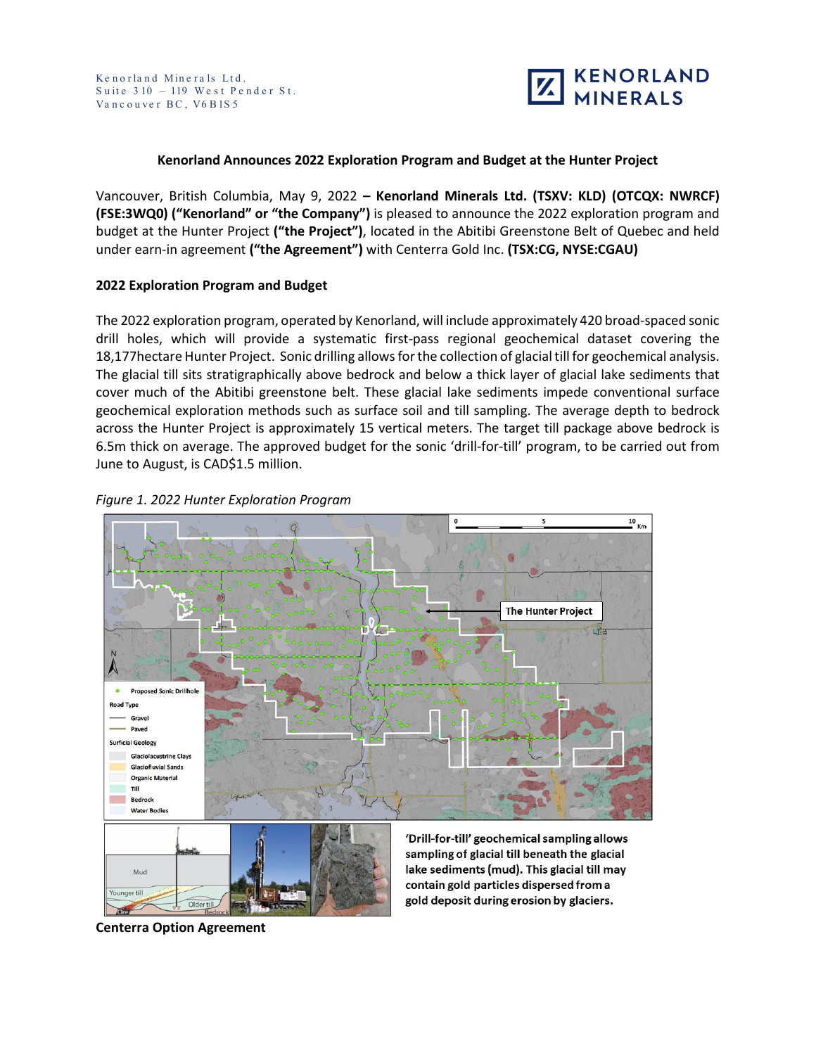Kenorland Minerals Ltd.
Suite 310 – 119 West Pender St.
Vancouver BC, V6B1S5

**Kenorland Announces 2022 Exploration Program and Budget at the Hunter Project**

Vancouver, British Columbia, May 9, 2022 **– Kenorland Minerals Ltd. (TSXV: KLD) (OTCQX: NWRCF) (FSE:3WQ0) ("Kenorland" or "the Company")** is pleased to announce the 2022 exploration program and budget at the Hunter Project **("the Project")**, located in the Abitibi Greenstone Belt of Quebec and held under earn-in agreement **("the Agreement")** with Centerra Gold Inc. **(TSX:CG, NYSE:CGAU)**

**2022 Exploration Program and Budget**

The 2022 exploration program, operated by Kenorland, will include approximately 420 broad-spaced sonic drill holes, which will provide a systematic first-pass regional geochemical dataset covering the 18,177hectare Hunter Project. Sonic drilling allows for the collection of glacial till for geochemical analysis. The glacial till sits stratigraphically above bedrock and below a thick layer of glacial lake sediments that cover much of the Abitibi greenstone belt. These glacial lake sediments impede conventional surface geochemical exploration methods such as surface soil and till sampling. The average depth to bedrock across the Hunter Project is approximately 15 vertical meters. The target till package above bedrock is 6.5m thick on average. The approved budget for the sonic 'drill-for-till' program, to be carried out from June to August, is CAD$1.5 million.

*Figure 1. 2022 Hunter Exploration Program*

'Drill-for-till' geochemical sampling allows sampling of glacial till beneath the glacial lake sediments (mud). This glacial till may contain gold particles dispersed from a gold deposit during erosion by glaciers.

**Centerra Option Agreement**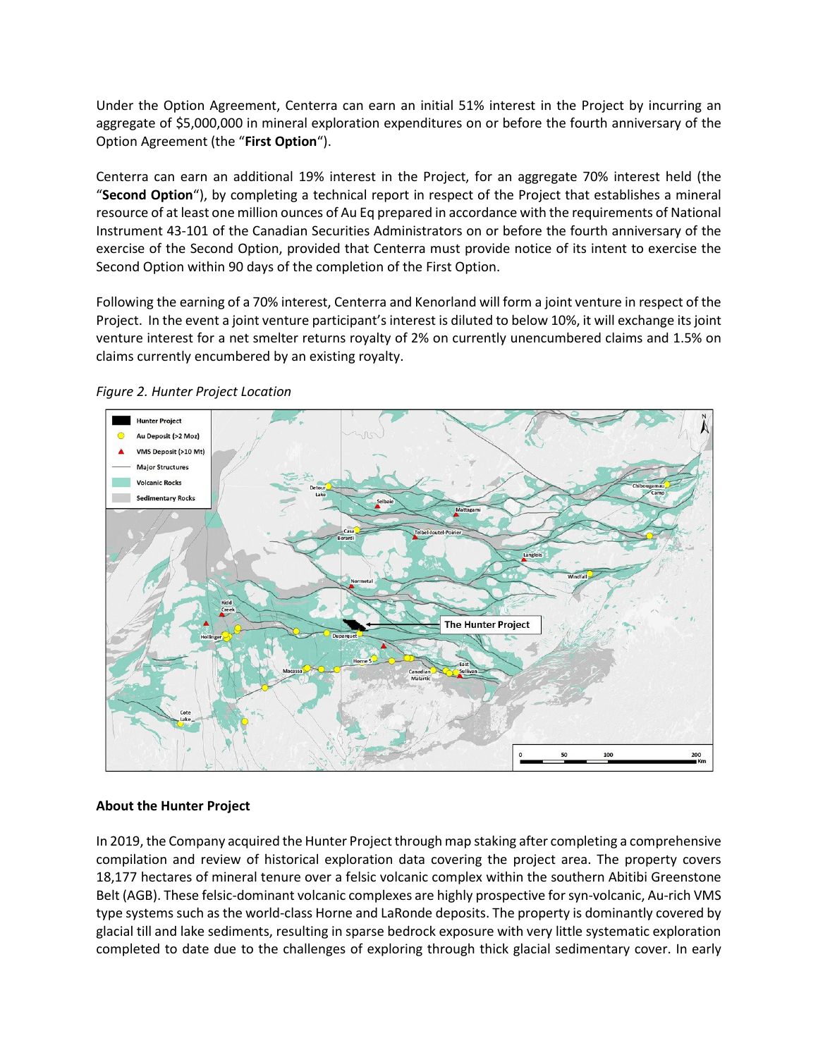Under the Option Agreement, Centerra can earn an initial 51% interest in the Project by incurring an aggregate of $5,000,000 in mineral exploration expenditures on or before the fourth anniversary of the Option Agreement (the "**First Option**").

Centerra can earn an additional 19% interest in the Project, for an aggregate 70% interest held (the "**Second Option**"), by completing a technical report in respect of the Project that establishes a mineral resource of at least one million ounces of Au Eq prepared in accordance with the requirements of National Instrument 43-101 of the Canadian Securities Administrators on or before the fourth anniversary of the exercise of the Second Option, provided that Centerra must provide notice of its intent to exercise the Second Option within 90 days of the completion of the First Option.

Following the earning of a 70% interest, Centerra and Kenorland will form a joint venture in respect of the Project. In the event a joint venture participant's interest is diluted to below 10%, it will exchange its joint venture interest for a net smelter returns royalty of 2% on currently unencumbered claims and 1.5% on claims currently encumbered by an existing royalty.

*Figure 2. Hunter Project Location*

## About the Hunter Project

In 2019, the Company acquired the Hunter Project through map staking after completing a comprehensive compilation and review of historical exploration data covering the project area. The property covers 18,177 hectares of mineral tenure over a felsic volcanic complex within the southern Abitibi Greenstone Belt (AGB). These felsic-dominant volcanic complexes are highly prospective for syn-volcanic, Au-rich VMS type systems such as the world-class Horne and LaRonde deposits. The property is dominantly covered by glacial till and lake sediments, resulting in sparse bedrock exposure with very little systematic exploration completed to date due to the challenges of exploring through thick glacial sedimentary cover. In early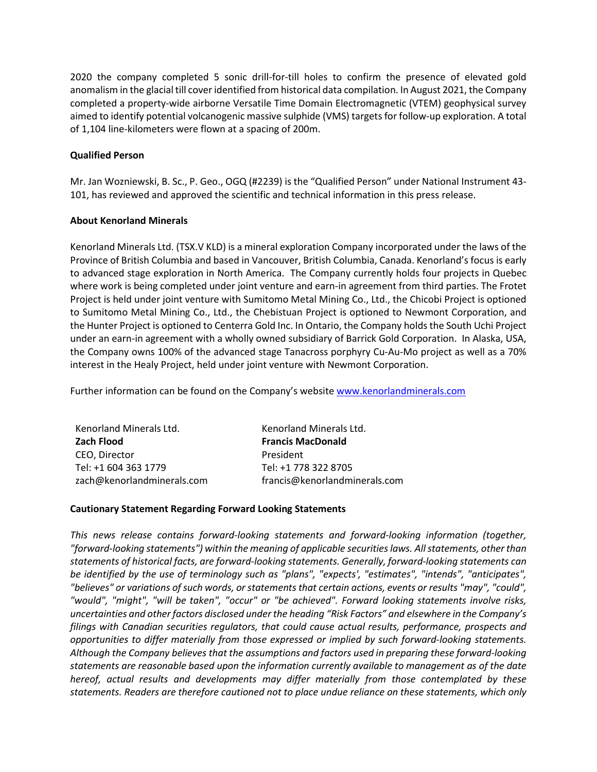2020 the company completed 5 sonic drill-for-till holes to confirm the presence of elevated gold anomalism in the glacial till cover identified from historical data compilation. In August 2021, the Company completed a property-wide airborne Versatile Time Domain Electromagnetic (VTEM) geophysical survey aimed to identify potential volcanogenic massive sulphide (VMS) targets for follow-up exploration. A total of 1,104 line-kilometers were flown at a spacing of 200m.

**Qualified Person**

Mr. Jan Wozniewski, B. Sc., P. Geo., OGQ (#2239) is the "Qualified Person" under National Instrument 43-101, has reviewed and approved the scientific and technical information in this press release.

**About Kenorland Minerals**

Kenorland Minerals Ltd. (TSX.V KLD) is a mineral exploration Company incorporated under the laws of the Province of British Columbia and based in Vancouver, British Columbia, Canada. Kenorland's focus is early to advanced stage exploration in North America. The Company currently holds four projects in Quebec where work is being completed under joint venture and earn-in agreement from third parties. The Frotet Project is held under joint venture with Sumitomo Metal Mining Co., Ltd., the Chicobi Project is optioned to Sumitomo Metal Mining Co., Ltd., the Chebistuan Project is optioned to Newmont Corporation, and the Hunter Project is optioned to Centerra Gold Inc. In Ontario, the Company holds the South Uchi Project under an earn-in agreement with a wholly owned subsidiary of Barrick Gold Corporation. In Alaska, USA, the Company owns 100% of the advanced stage Tanacross porphyry Cu-Au-Mo project as well as a 70% interest in the Healy Project, held under joint venture with Newmont Corporation.

Further information can be found on the Company's website [www.kenorlandminerals.com](http://www.kenorlandminerals.com)

Kenorland Minerals Ltd.
**Zach Flood**
CEO, Director
Tel: +1 604 363 1779
zach@kenorlandminerals.com

Kenorland Minerals Ltd.
**Francis MacDonald**
President
Tel: +1 778 322 8705
francis@kenorlandminerals.com

**Cautionary Statement Regarding Forward Looking Statements**

*This news release contains forward-looking statements and forward-looking information (together, "forward-looking statements") within the meaning of applicable securities laws. All statements, other than statements of historical facts, are forward-looking statements. Generally, forward-looking statements can be identified by the use of terminology such as "plans", "expects', "estimates", "intends", "anticipates", "believes" or variations of such words, or statements that certain actions, events or results "may", "could", "would", "might", "will be taken", "occur" or "be achieved". Forward looking statements involve risks, uncertainties and other factors disclosed under the heading "Risk Factors" and elsewhere in the Company's filings with Canadian securities regulators, that could cause actual results, performance, prospects and opportunities to differ materially from those expressed or implied by such forward-looking statements. Although the Company believes that the assumptions and factors used in preparing these forward-looking statements are reasonable based upon the information currently available to management as of the date hereof, actual results and developments may differ materially from those contemplated by these statements. Readers are therefore cautioned not to place undue reliance on these statements, which only*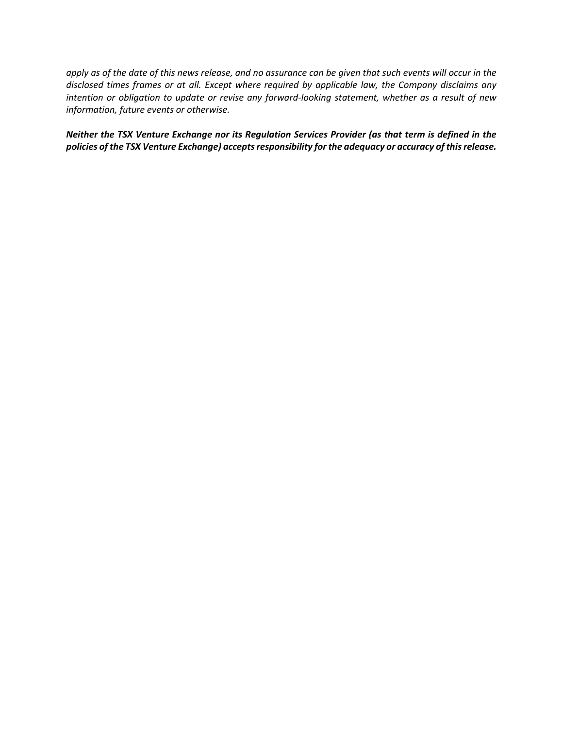*apply as of the date of this news release, and no assurance can be given that such events will occur in the disclosed times frames or at all. Except where required by applicable law, the Company disclaims any intention or obligation to update or revise any forward-looking statement, whether as a result of new information, future events or otherwise.*

***Neither the TSX Venture Exchange nor its Regulation Services Provider (as that term is defined in the policies of the TSX Venture Exchange) accepts responsibility for the adequacy or accuracy of this release.***